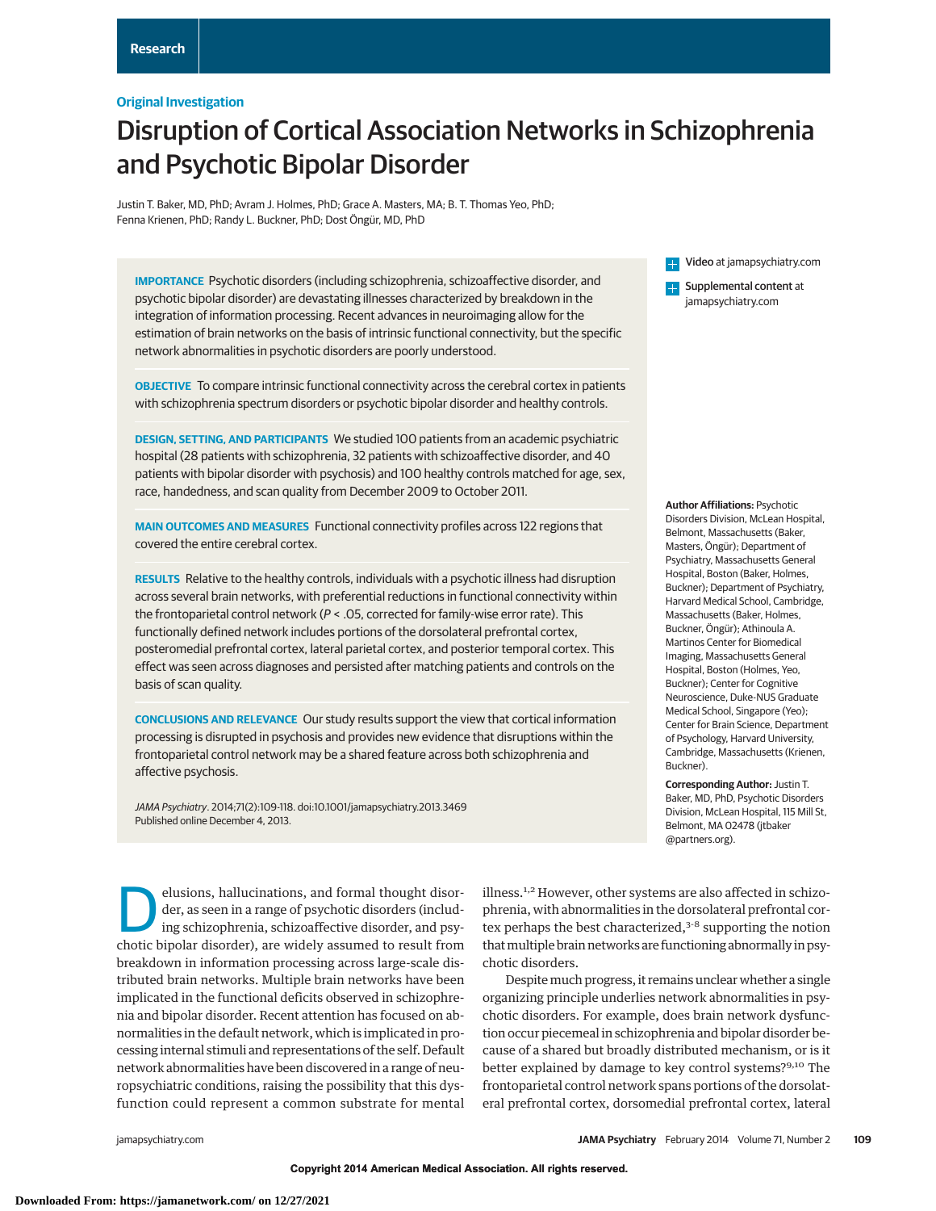Research

**Original Investigation**

# Disruption of Cortical Association Networks in Schizophrenia and Psychotic Bipolar Disorder

Justin T. Baker, MD, PhD; Avram J. Holmes, PhD; Grace A. Masters, MA; B. T. Thomas Yeo, PhD; Fenna Krienen, PhD; Randy L. Buckner, PhD; Dost Öngür, MD, PhD

**IMPORTANCE** Psychotic disorders (including schizophrenia, schizoaffective disorder, and psychotic bipolar disorder) are devastating illnesses characterized by breakdown in the integration of information processing. Recent advances in neuroimaging allow for the estimation of brain networks on the basis of intrinsic functional connectivity, but the specific network abnormalities in psychotic disorders are poorly understood.

**OBJECTIVE** To compare intrinsic functional connectivity across the cerebral cortex in patients with schizophrenia spectrum disorders or psychotic bipolar disorder and healthy controls.

**DESIGN, SETTING, AND PARTICIPANTS** We studied 100 patients from an academic psychiatric hospital (28 patients with schizophrenia, 32 patients with schizoaffective disorder, and 40 patients with bipolar disorder with psychosis) and 100 healthy controls matched for age, sex, race, handedness, and scan quality from December 2009 to October 2011.

**MAIN OUTCOMES AND MEASURES** Functional connectivity profiles across 122 regions that covered the entire cerebral cortex.

**RESULTS** Relative to the healthy controls, individuals with a psychotic illness had disruption across several brain networks, with preferential reductions in functional connectivity within the frontoparietal control network ($P < .05$, corrected for family-wise error rate). This functionally defined network includes portions of the dorsolateral prefrontal cortex, posteromedial prefrontal cortex, lateral parietal cortex, and posterior temporal cortex. This effect was seen across diagnoses and persisted after matching patients and controls on the basis of scan quality.

**CONCLUSIONS AND RELEVANCE** Our study results support the view that cortical information processing is disrupted in psychosis and provides new evidence that disruptions within the frontoparietal control network may be a shared feature across both schizophrenia and affective psychosis.

*JAMA Psychiatry*. 2014;71(2):109-118. doi:10.1001/jamapsychiatry.2013.3469
Published online December 4, 2013.

Video at jamapsychiatry.com

Supplemental content at jamapsychiatry.com

**Author Affiliations:** Psychotic Disorders Division, McLean Hospital, Belmont, Massachusetts (Baker, Masters, Öngür); Department of Psychiatry, Massachusetts General Hospital, Boston (Baker, Holmes, Buckner); Department of Psychiatry, Harvard Medical School, Cambridge, Massachusetts (Baker, Holmes, Buckner, Öngür); Athinoula A. Martinos Center for Biomedical Imaging, Massachusetts General Hospital, Boston (Holmes, Yeo, Buckner); Center for Cognitive Neuroscience, Duke-NUS Graduate Medical School, Singapore (Yeo); Center for Brain Science, Department of Psychology, Harvard University, Cambridge, Massachusetts (Krienen, Buckner).

**Corresponding Author:** Justin T. Baker, MD, PhD, Psychotic Disorders Division, McLean Hospital, 115 Mill St, Belmont, MA 02478 (jtbaker@partners.org).

Delusions, hallucinations, and formal thought disorder, as seen in a range of psychotic disorders (including schizophrenia, schizoaffective disorder, and psychotic bipolar disorder), are widely assumed to result from breakdown in information processing across large-scale distributed brain networks. Multiple brain networks have been implicated in the functional deficits observed in schizophrenia and bipolar disorder. Recent attention has focused on abnormalities in the default network, which is implicated in processing internal stimuli and representations of the self. Default network abnormalities have been discovered in a range of neuropsychiatric conditions, raising the possibility that this dysfunction could represent a common substrate for mental illness.[1,2] However, other systems are also affected in schizophrenia, with abnormalities in the dorsolateral prefrontal cortex perhaps the best characterized,[3-8] supporting the notion that multiple brain networks are functioning abnormally in psychotic disorders.

Despite much progress, it remains unclear whether a single organizing principle underlies network abnormalities in psychotic disorders. For example, does brain network dysfunction occur piecemeal in schizophrenia and bipolar disorder because of a shared but broadly distributed mechanism, or is it better explained by damage to key control systems?[9,10] The frontoparietal control network spans portions of the dorsolateral prefrontal cortex, dorsomedial prefrontal cortex, lateral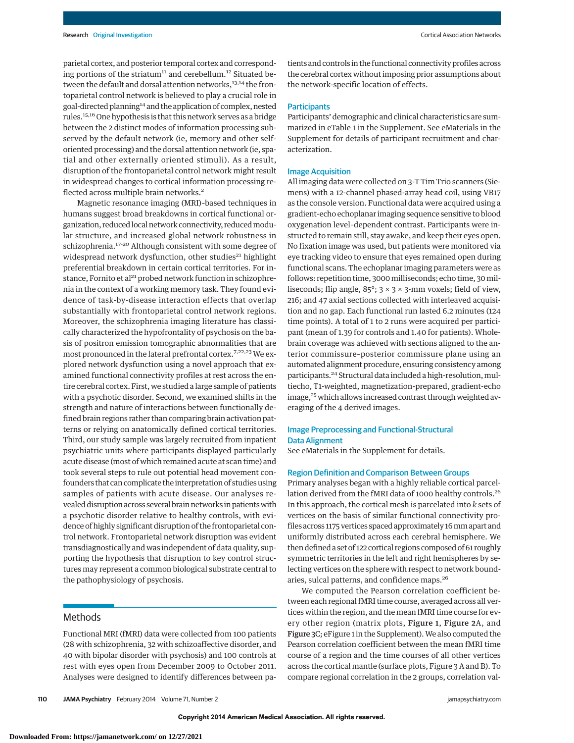parietal cortex, and posterior temporal cortex and corresponding portions of the striatum[11] and cerebellum.[12] Situated between the default and dorsal attention networks,[13,14] the frontoparietal control network is believed to play a crucial role in goal-directed planning[14] and the application of complex, nested rules.[15,16] One hypothesis is that this network serves as a bridge between the 2 distinct modes of information processing subserved by the default network (ie, memory and other self-oriented processing) and the dorsal attention network (ie, spatial and other externally oriented stimuli). As a result, disruption of the frontoparietal control network might result in widespread changes to cortical information processing reflected across multiple brain networks.[2]

Magnetic resonance imaging (MRI)–based techniques in humans suggest broad breakdowns in cortical functional organization, reduced local network connectivity, reduced modular structure, and increased global network robustness in schizophrenia.[17-20] Although consistent with some degree of widespread network dysfunction, other studies[21] highlight preferential breakdown in certain cortical territories. For instance, Fornito et al[21] probed network function in schizophrenia in the context of a working memory task. They found evidence of task-by-disease interaction effects that overlap substantially with frontoparietal control network regions. Moreover, the schizophrenia imaging literature has classically characterized the hypofrontality of psychosis on the basis of positron emission tomographic abnormalities that are most pronounced in the lateral prefrontal cortex.[7,22,23] We explored network dysfunction using a novel approach that examined functional connectivity profiles at rest across the entire cerebral cortex. First, we studied a large sample of patients with a psychotic disorder. Second, we examined shifts in the strength and nature of interactions between functionally defined brain regions rather than comparing brain activation patterns or relying on anatomically defined cortical territories. Third, our study sample was largely recruited from inpatient psychiatric units where participants displayed particularly acute disease (most of which remained acute at scan time) and took several steps to rule out potential head movement confounders that can complicate the interpretation of studies using samples of patients with acute disease. Our analyses revealed disruption across several brain networks in patients with a psychotic disorder relative to healthy controls, with evidence of highly significant disruption of the frontoparietal control network. Frontoparietal network disruption was evident transdiagnostically and was independent of data quality, supporting the hypothesis that disruption to key control structures may represent a common biological substrate central to the pathophysiology of psychosis.

## Methods

Functional MRI (fMRI) data were collected from 100 patients (28 with schizophrenia, 32 with schizoaffective disorder, and 40 with bipolar disorder with psychosis) and 100 controls at rest with eyes open from December 2009 to October 2011. Analyses were designed to identify differences between patients and controls in the functional connectivity profiles across the cerebral cortex without imposing prior assumptions about the network-specific location of effects.

### Participants

Participants' demographic and clinical characteristics are summarized in eTable 1 in the Supplement. See eMaterials in the Supplement for details of participant recruitment and characterization.

### Image Acquisition

All imaging data were collected on 3-T Tim Trio scanners (Siemens) with a 12-channel phased-array head coil, using VB17 as the console version. Functional data were acquired using a gradient-echo echoplanar imaging sequence sensitive to blood oxygenation level–dependent contrast. Participants were instructed to remain still, stay awake, and keep their eyes open. No fixation image was used, but patients were monitored via eye tracking video to ensure that eyes remained open during functional scans. The echoplanar imaging parameters were as follows: repetition time, 3000 milliseconds; echo time, 30 milliseconds; flip angle, 85°; 3 × 3 × 3-mm voxels; field of view, 216; and 47 axial sections collected with interleaved acquisition and no gap. Each functional run lasted 6.2 minutes (124 time points). A total of 1 to 2 runs were acquired per participant (mean of 1.39 for controls and 1.40 for patients). Whole-brain coverage was achieved with sections aligned to the anterior commissure–posterior commissure plane using an automated alignment procedure, ensuring consistency among participants.[24] Structural data included a high-resolution, multiecho, T1-weighted, magnetization-prepared, gradient-echo image,[25] which allows increased contrast through weighted averaging of the 4 derived images.

### Image Preprocessing and Functional-Structural Data Alignment

See eMaterials in the Supplement for details.

### Region Definition and Comparison Between Groups

Primary analyses began with a highly reliable cortical parcellation derived from the fMRI data of 1000 healthy controls.[26] In this approach, the cortical mesh is parcelated into $k$ sets of vertices on the basis of similar functional connectivity profiles across 1175 vertices spaced approximately 16 mm apart and uniformly distributed across each cerebral hemisphere. We then defined a set of 122 cortical regions composed of 61 roughly symmetric territories in the left and right hemispheres by selecting vertices on the sphere with respect to network boundaries, sulcal patterns, and confidence maps.[26]

We computed the Pearson correlation coefficient between each regional fMRI time course, averaged across all vertices within the region, and the mean fMRI time course for every other region (matrix plots, **Figure 1**, **Figure 2**A, and **Figure 3**C; eFigure 1 in the Supplement). We also computed the Pearson correlation coefficient between the mean fMRI time course of a region and the time courses of all other vertices across the cortical mantle (surface plots, Figure 3 A and B). To compare regional correlation in the 2 groups, correlation val-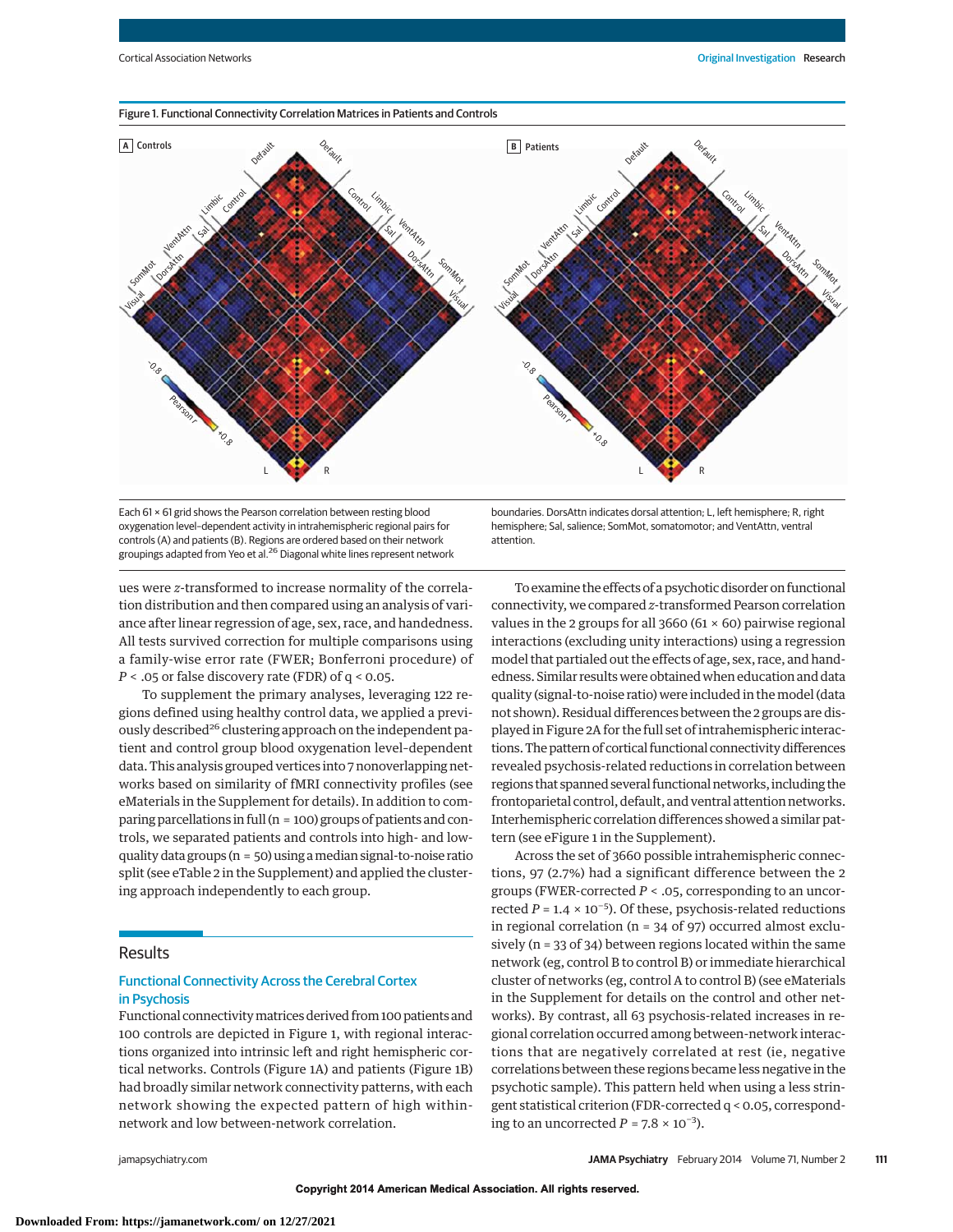Figure 1. Functional Connectivity Correlation Matrices in Patients and Controls

Each 61 × 61 grid shows the Pearson correlation between resting blood oxygenation level–dependent activity in intrahemispheric regional pairs for controls (A) and patients (B). Regions are ordered based on their network groupings adapted from Yeo et al.[26] Diagonal white lines represent network boundaries. DorsAttn indicates dorsal attention; L, left hemisphere; R, right hemisphere; Sal, salience; SomMot, somatomotor; and VentAttn, ventral attention.

ues were $z$-transformed to increase normality of the correlation distribution and then compared using an analysis of variance after linear regression of age, sex, race, and handedness. All tests survived correction for multiple comparisons using a family-wise error rate (FWER; Bonferroni procedure) of $P < .05$ or false discovery rate (FDR) of $q < 0.05$.

To supplement the primary analyses, leveraging 122 regions defined using healthy control data, we applied a previously described[26] clustering approach on the independent patient and control group blood oxygenation level–dependent data. This analysis grouped vertices into 7 nonoverlapping networks based on similarity of fMRI connectivity profiles (see eMaterials in the Supplement for details). In addition to comparing parcellations in full (n = 100) groups of patients and controls, we separated patients and controls into high- and low-quality data groups (n = 50) using a median signal-to-noise ratio split (see eTable 2 in the Supplement) and applied the clustering approach independently to each group.

## Results

### Functional Connectivity Across the Cerebral Cortex in Psychosis

Functional connectivity matrices derived from 100 patients and 100 controls are depicted in Figure 1, with regional interactions organized into intrinsic left and right hemispheric cortical networks. Controls (Figure 1A) and patients (Figure 1B) had broadly similar network connectivity patterns, with each network showing the expected pattern of high within-network and low between-network correlation.

To examine the effects of a psychotic disorder on functional connectivity, we compared $z$-transformed Pearson correlation values in the 2 groups for all 3660 (61 × 60) pairwise regional interactions (excluding unity interactions) using a regression model that partialed out the effects of age, sex, race, and handedness. Similar results were obtained when education and data quality (signal-to-noise ratio) were included in the model (data not shown). Residual differences between the 2 groups are displayed in Figure 2A for the full set of intrahemispheric interactions. The pattern of cortical functional connectivity differences revealed psychosis-related reductions in correlation between regions that spanned several functional networks, including the frontoparietal control, default, and ventral attention networks. Interhemispheric correlation differences showed a similar pattern (see eFigure 1 in the Supplement).

Across the set of 3660 possible intrahemispheric connections, 97 (2.7%) had a significant difference between the 2 groups (FWER-corrected $P < .05$, corresponding to an uncorrected $P = 1.4 \times 10^{-5}$). Of these, psychosis-related reductions in regional correlation (n = 34 of 97) occurred almost exclusively (n = 33 of 34) between regions located within the same network (eg, control B to control B) or immediate hierarchical cluster of networks (eg, control A to control B) (see eMaterials in the Supplement for details on the control and other networks). By contrast, all 63 psychosis-related increases in regional correlation occurred among between-network interactions that are negatively correlated at rest (ie, negative correlations between these regions became less negative in the psychotic sample). This pattern held when using a less stringent statistical criterion (FDR-corrected $q < 0.05$, corresponding to an uncorrected $P = 7.8 \times 10^{-3}$).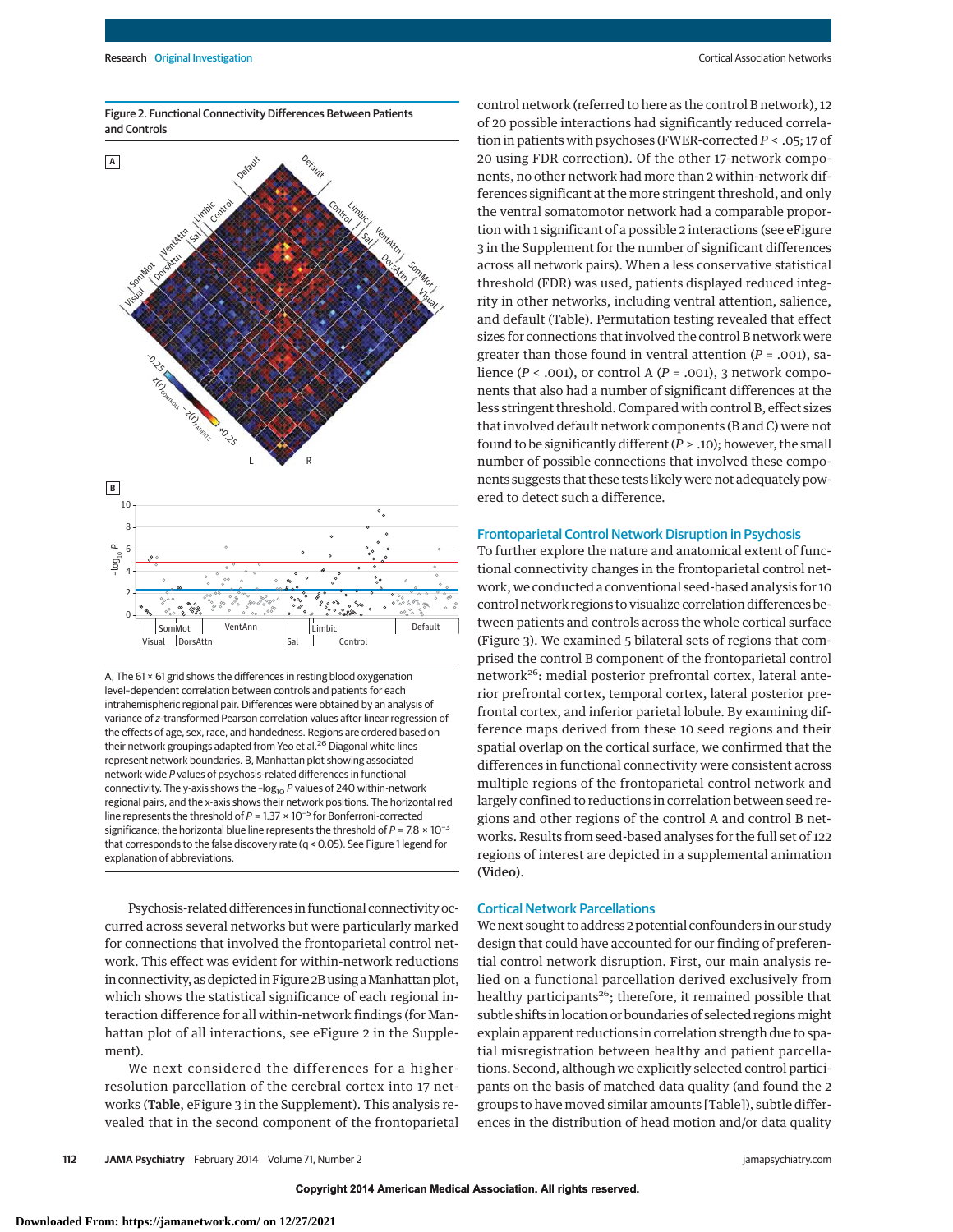Figure 2. Functional Connectivity Differences Between Patients and Controls

A, The 61 × 61 grid shows the differences in resting blood oxygenation level–dependent correlation between controls and patients for each intrahemispheric regional pair. Differences were obtained by an analysis of variance of *z*-transformed Pearson correlation values after linear regression of the effects of age, sex, race, and handedness. Regions are ordered based on their network groupings adapted from Yeo et al.[26] Diagonal white lines represent network boundaries. B, Manhattan plot showing associated network-wide *P* values of psychosis-related differences in functional connectivity. The y-axis shows the $-\log_{10} P$ values of 240 within-network regional pairs, and the x-axis shows their network positions. The horizontal red line represents the threshold of $P = 1.37 \times 10^{-5}$ for Bonferroni-corrected significance; the horizontal blue line represents the threshold of $P = 7.8 \times 10^{-3}$ that corresponds to the false discovery rate (q < 0.05). See Figure 1 legend for explanation of abbreviations.

Psychosis-related differences in functional connectivity occurred across several networks but were particularly marked for connections that involved the frontoparietal control network. This effect was evident for within-network reductions in connectivity, as depicted in Figure 2B using a Manhattan plot, which shows the statistical significance of each regional interaction difference for all within-network findings (for Manhattan plot of all interactions, see eFigure 2 in the Supplement).

We next considered the differences for a higher-resolution parcellation of the cerebral cortex into 17 networks (**Table**, eFigure 3 in the Supplement). This analysis revealed that in the second component of the frontoparietal control network (referred to here as the control B network), 12 of 20 possible interactions had significantly reduced correlation in patients with psychoses (FWER-corrected *P* < .05; 17 of 20 using FDR correction). Of the other 17-network components, no other network had more than 2 within-network differences significant at the more stringent threshold, and only the ventral somatomotor network had a comparable proportion with 1 significant of a possible 2 interactions (see eFigure 3 in the Supplement for the number of significant differences across all network pairs). When a less conservative statistical threshold (FDR) was used, patients displayed reduced integrity in other networks, including ventral attention, salience, and default (Table). Permutation testing revealed that effect sizes for connections that involved the control B network were greater than those found in ventral attention (*P* = .001), salience (*P* < .001), or control A (*P* = .001), 3 network components that also had a number of significant differences at the less stringent threshold. Compared with control B, effect sizes that involved default network components (B and C) were not found to be significantly different (*P* > .10); however, the small number of possible connections that involved these components suggests that these tests likely were not adequately powered to detect such a difference.

## Frontoparietal Control Network Disruption in Psychosis

To further explore the nature and anatomical extent of functional connectivity changes in the frontoparietal control network, we conducted a conventional seed-based analysis for 10 control network regions to visualize correlation differences between patients and controls across the whole cortical surface (Figure 3). We examined 5 bilateral sets of regions that comprised the control B component of the frontoparietal control network[26]: medial posterior prefrontal cortex, lateral anterior prefrontal cortex, temporal cortex, lateral posterior prefrontal cortex, and inferior parietal lobule. By examining difference maps derived from these 10 seed regions and their spatial overlap on the cortical surface, we confirmed that the differences in functional connectivity were consistent across multiple regions of the frontoparietal control network and largely confined to reductions in correlation between seed regions and other regions of the control A and control B networks. Results from seed-based analyses for the full set of 122 regions of interest are depicted in a supplemental animation (**Video**).

## Cortical Network Parcellations

We next sought to address 2 potential confounders in our study design that could have accounted for our finding of preferential control network disruption. First, our main analysis relied on a functional parcellation derived exclusively from healthy participants[26]; therefore, it remained possible that subtle shifts in location or boundaries of selected regions might explain apparent reductions in correlation strength due to spatial misregistration between healthy and patient parcellations. Second, although we explicitly selected control participants on the basis of matched data quality (and found the 2 groups to have moved similar amounts [Table]), subtle differences in the distribution of head motion and/or data quality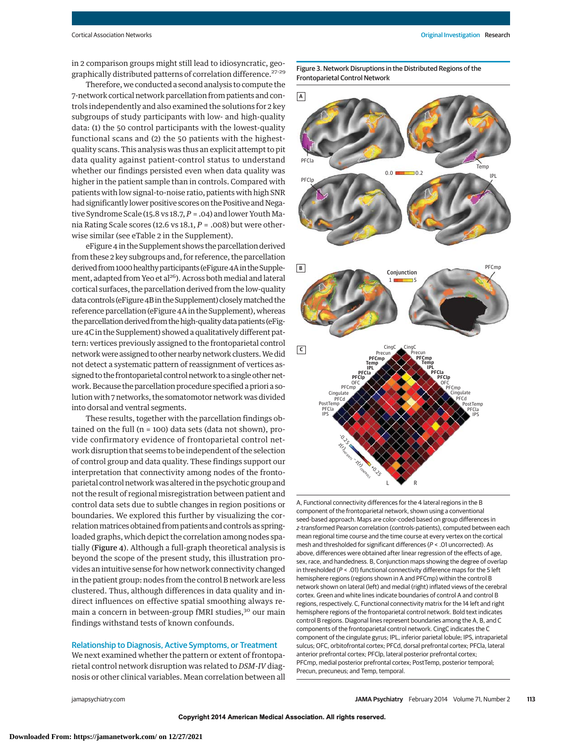in 2 comparison groups might still lead to idiosyncratic, geographically distributed patterns of correlation difference.[27-29]

Therefore, we conducted a second analysis to compute the 7-network cortical network parcellation from patients and controls independently and also examined the solutions for 2 key subgroups of study participants with low- and high-quality data: (1) the 50 control participants with the lowest-quality functional scans and (2) the 50 patients with the highest-quality scans. This analysis was thus an explicit attempt to pit data quality against patient-control status to understand whether our findings persisted even when data quality was higher in the patient sample than in controls. Compared with patients with low signal-to-noise ratio, patients with high SNR had significantly lower positive scores on the Positive and Negative Syndrome Scale (15.8 vs 18.7, $P = .04$) and lower Youth Mania Rating Scale scores (12.6 vs 18.1, $P = .008$) but were otherwise similar (see eTable 2 in the Supplement).

eFigure 4 in the Supplement shows the parcellation derived from these 2 key subgroups and, for reference, the parcellation derived from 1000 healthy participants (eFigure 4A in the Supplement, adapted from Yeo et al[26]). Across both medial and lateral cortical surfaces, the parcellation derived from the low-quality data controls (eFigure 4B in the Supplement) closely matched the reference parcellation (eFigure 4A in the Supplement), whereas the parcellation derived from the high-quality data patients (eFigure 4C in the Supplement) showed a qualitatively different pattern: vertices previously assigned to the frontoparietal control network were assigned to other nearby network clusters. We did not detect a systematic pattern of reassignment of vertices assigned to the frontoparietal control network to a single other network. Because the parcellation procedure specified a priori a solution with 7 networks, the somatomotor network was divided into dorsal and ventral segments.

These results, together with the parcellation findings obtained on the full (n = 100) data sets (data not shown), provide confirmatory evidence of frontoparietal control network disruption that seems to be independent of the selection of control group and data quality. These findings support our interpretation that connectivity among nodes of the frontoparietal control network was altered in the psychotic group and not the result of regional misregistration between patient and control data sets due to subtle changes in region positions or boundaries. We explored this further by visualizing the correlation matrices obtained from patients and controls as spring-loaded graphs, which depict the correlation among nodes spatially (**Figure 4**). Although a full-graph theoretical analysis is beyond the scope of the present study, this illustration provides an intuitive sense for how network connectivity changed in the patient group: nodes from the control B network are less clustered. Thus, although differences in data quality and indirect influences on effective spatial smoothing always remain a concern in between-group fMRI studies,[30] our main findings withstand tests of known confounds.

## Relationship to Diagnosis, Active Symptoms, or Treatment

We next examined whether the pattern or extent of frontoparietal control network disruption was related to *DSM-IV* diagnosis or other clinical variables. Mean correlation between all

**Figure 3. Network Disruptions in the Distributed Regions of the Frontoparietal Control Network**

A, Functional connectivity differences for the 4 lateral regions in the B component of the frontoparietal network, shown using a conventional seed-based approach. Maps are color-coded based on group differences in z-transformed Pearson correlation (controls-patients), computed between each mean regional time course and the time course at every vertex on the cortical mesh and thresholded for significant differences ($P < .01$ uncorrected). As above, differences were obtained after linear regression of the effects of age, sex, race, and handedness. B, Conjunction maps showing the degree of overlap in thresholded ($P < .01$) functional connectivity difference maps for the 5 left hemisphere regions (regions shown in A and PFCmp) within the control B network shown on lateral (left) and medial (right) inflated views of the cerebral cortex. Green and white lines indicate boundaries of control A and control B regions, respectively. C, Functional connectivity matrix for the 14 left and right hemisphere regions of the frontoparietal control network. Bold text indicates control B regions. Diagonal lines represent boundaries among the A, B, and C components of the frontoparietal control network. CingC indicates the C component of the cingulate gyrus; IPL, inferior parietal lobule; IPS, intraparietal sulcus; OFC, orbitofrontal cortex; PFCd, dorsal prefrontal cortex; PFCla, lateral anterior prefrontal cortex; PFClp, lateral posterior prefrontal cortex; PFCmp, medial posterior prefrontal cortex; PostTemp, posterior temporal; Precun, precuneus; and Temp, temporal.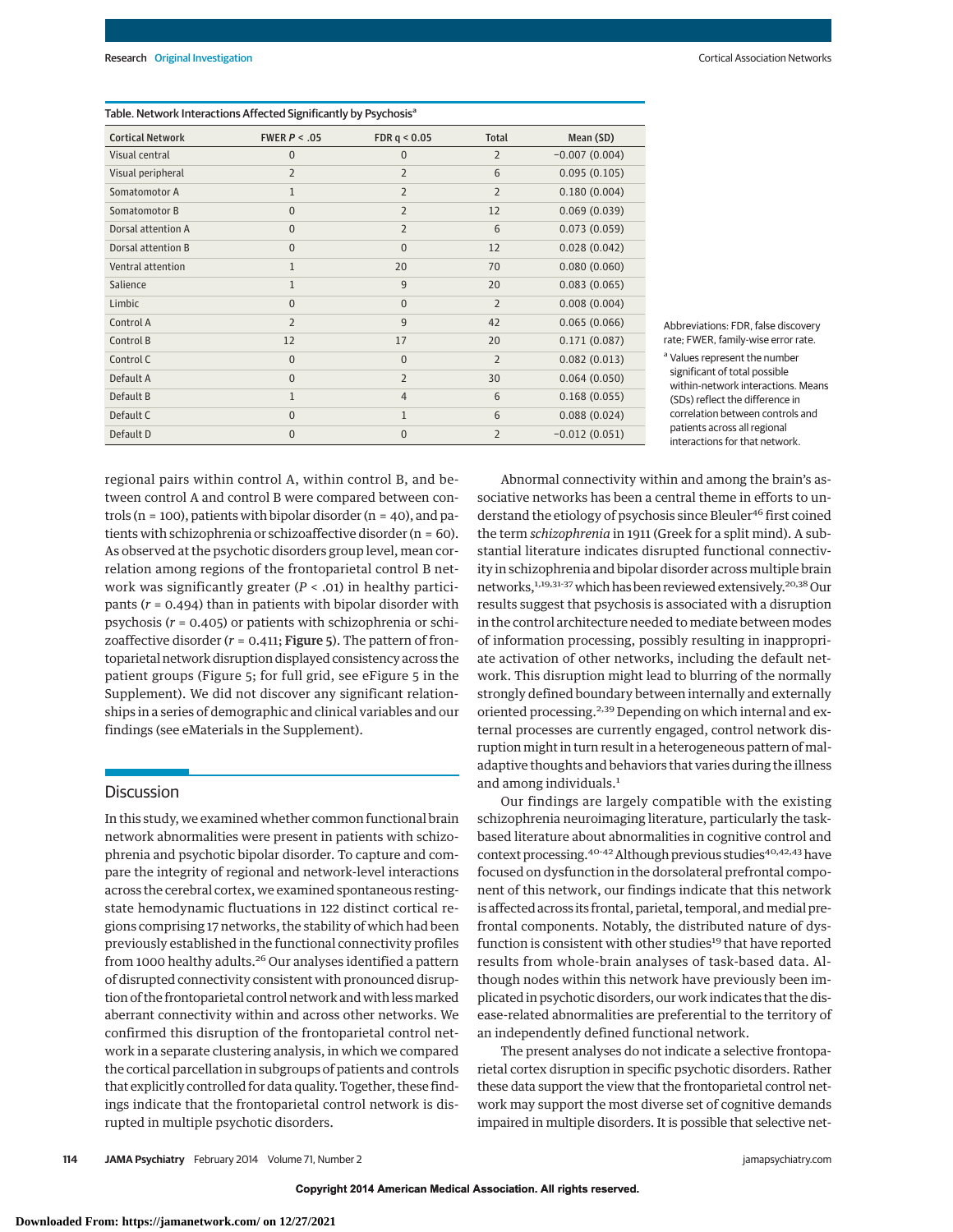Table. Network Interactions Affected Significantly by Psychosis[a]

| Cortical Network | FWER $P < .05$ | FDR $q < 0.05$ | Total | Mean (SD) |
|---|---|---|---|---|
| Visual central | 0 | 0 | 2 | −0.007 (0.004) |
| Visual peripheral | 2 | 2 | 6 | 0.095 (0.105) |
| Somatomotor A | 1 | 2 | 2 | 0.180 (0.004) |
| Somatomotor B | 0 | 2 | 12 | 0.069 (0.039) |
| Dorsal attention A | 0 | 2 | 6 | 0.073 (0.059) |
| Dorsal attention B | 0 | 0 | 12 | 0.028 (0.042) |
| Ventral attention | 1 | 20 | 70 | 0.080 (0.060) |
| Salience | 1 | 9 | 20 | 0.083 (0.065) |
| Limbic | 0 | 0 | 2 | 0.008 (0.004) |
| Control A | 2 | 9 | 42 | 0.065 (0.066) |
| Control B | 12 | 17 | 20 | 0.171 (0.087) |
| Control C | 0 | 0 | 2 | 0.082 (0.013) |
| Default A | 0 | 2 | 30 | 0.064 (0.050) |
| Default B | 1 | 4 | 6 | 0.168 (0.055) |
| Default C | 0 | 1 | 6 | 0.088 (0.024) |
| Default D | 0 | 0 | 2 | −0.012 (0.051) |

Abbreviations: FDR, false discovery rate; FWER, family-wise error rate.

[a] Values represent the number significant of total possible within-network interactions. Means (SDs) reflect the difference in correlation between controls and patients across all regional interactions for that network.

regional pairs within control A, within control B, and between control A and control B were compared between controls (n = 100), patients with bipolar disorder (n = 40), and patients with schizophrenia or schizoaffective disorder (n = 60). As observed at the psychotic disorders group level, mean correlation among regions of the frontoparietal control B network was significantly greater ($P < .01$) in healthy participants ($r = 0.494$) than in patients with bipolar disorder with psychosis ($r = 0.405$) or patients with schizophrenia or schizoaffective disorder ($r = 0.411$; **Figure 5**). The pattern of frontoparietal network disruption displayed consistency across the patient groups (Figure 5; for full grid, see eFigure 5 in the Supplement). We did not discover any significant relationships in a series of demographic and clinical variables and our findings (see eMaterials in the Supplement).

## Discussion

In this study, we examined whether common functional brain network abnormalities were present in patients with schizophrenia and psychotic bipolar disorder. To capture and compare the integrity of regional and network-level interactions across the cerebral cortex, we examined spontaneous resting-state hemodynamic fluctuations in 122 distinct cortical regions comprising 17 networks, the stability of which had been previously established in the functional connectivity profiles from 1000 healthy adults.[26] Our analyses identified a pattern of disrupted connectivity consistent with pronounced disruption of the frontoparietal control network and with less marked aberrant connectivity within and across other networks. We confirmed this disruption of the frontoparietal control network in a separate clustering analysis, in which we compared the cortical parcellation in subgroups of patients and controls that explicitly controlled for data quality. Together, these findings indicate that the frontoparietal control network is disrupted in multiple psychotic disorders.

Abnormal connectivity within and among the brain's associative networks has been a central theme in efforts to understand the etiology of psychosis since Bleuler[46] first coined the term *schizophrenia* in 1911 (Greek for a split mind). A substantial literature indicates disrupted functional connectivity in schizophrenia and bipolar disorder across multiple brain networks,[1,19,31-37] which has been reviewed extensively.[20,38] Our results suggest that psychosis is associated with a disruption in the control architecture needed to mediate between modes of information processing, possibly resulting in inappropriate activation of other networks, including the default network. This disruption might lead to blurring of the normally strongly defined boundary between internally and externally oriented processing.[2,39] Depending on which internal and external processes are currently engaged, control network disruption might in turn result in a heterogeneous pattern of maladaptive thoughts and behaviors that varies during the illness and among individuals.[1]

Our findings are largely compatible with the existing schizophrenia neuroimaging literature, particularly the task-based literature about abnormalities in cognitive control and context processing.[40-42] Although previous studies[40,42,43] have focused on dysfunction in the dorsolateral prefrontal component of this network, our findings indicate that this network is affected across its frontal, parietal, temporal, and medial prefrontal components. Notably, the distributed nature of dysfunction is consistent with other studies[19] that have reported results from whole-brain analyses of task-based data. Although nodes within this network have previously been implicated in psychotic disorders, our work indicates that the disease-related abnormalities are preferential to the territory of an independently defined functional network.

The present analyses do not indicate a selective frontoparietal cortex disruption in specific psychotic disorders. Rather these data support the view that the frontoparietal control network may support the most diverse set of cognitive demands impaired in multiple disorders. It is possible that selective net-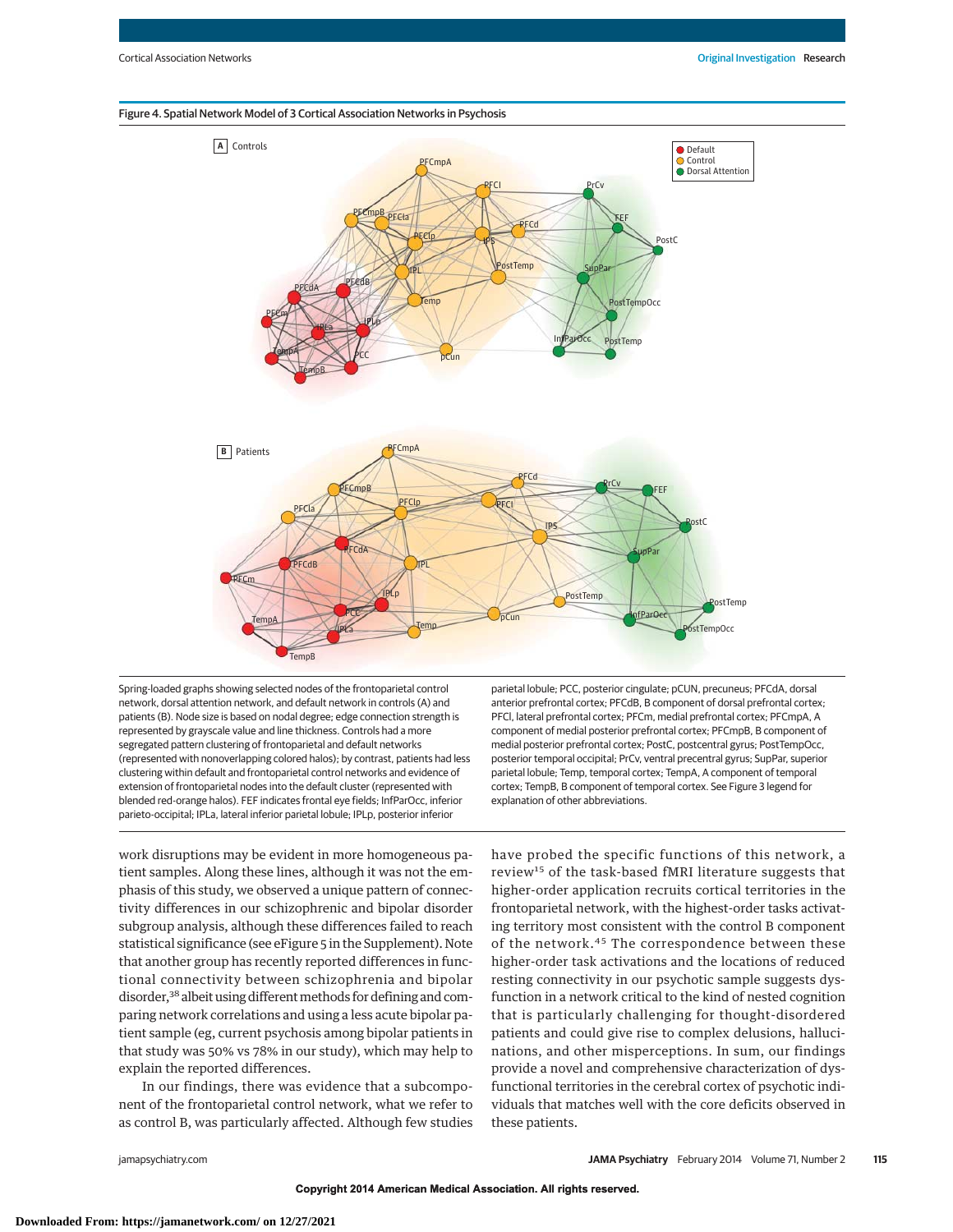Figure 4. Spatial Network Model of 3 Cortical Association Networks in Psychosis

Spring-loaded graphs showing selected nodes of the frontoparietal control network, dorsal attention network, and default network in controls (A) and patients (B). Node size is based on nodal degree; edge connection strength is represented by grayscale value and line thickness. Controls had a more segregated pattern clustering of frontoparietal and default networks (represented with nonoverlapping colored halos); by contrast, patients had less clustering within default and frontoparietal control networks and evidence of extension of frontoparietal nodes into the default cluster (represented with blended red-orange halos). FEF indicates frontal eye fields; InfParOcc, inferior parieto-occipital; IPLa, lateral inferior parietal lobule; IPLp, posterior inferior parietal lobule; PCC, posterior cingulate; pCUN, precuneus; PFCdA, dorsal anterior prefrontal cortex; PFCdB, B component of dorsal prefrontal cortex; PFCl, lateral prefrontal cortex; PFCm, medial prefrontal cortex; PFCmpA, A component of medial posterior prefrontal cortex; PFCmpB, B component of medial posterior prefrontal cortex; PostC, postcentral gyrus; PostTempOcc, posterior temporal occipital; PrCv, ventral precentral gyrus; SupPar, superior parietal lobule; Temp, temporal cortex; TempA, A component of temporal cortex; TempB, B component of temporal cortex. See Figure 3 legend for explanation of other abbreviations.

work disruptions may be evident in more homogeneous patient samples. Along these lines, although it was not the emphasis of this study, we observed a unique pattern of connectivity differences in our schizophrenic and bipolar disorder subgroup analysis, although these differences failed to reach statistical significance (see eFigure 5 in the Supplement). Note that another group has recently reported differences in functional connectivity between schizophrenia and bipolar disorder,[38] albeit using different methods for defining and comparing network correlations and using a less acute bipolar patient sample (eg, current psychosis among bipolar patients in that study was 50% vs 78% in our study), which may help to explain the reported differences.

In our findings, there was evidence that a subcomponent of the frontoparietal control network, what we refer to as control B, was particularly affected. Although few studies have probed the specific functions of this network, a review[15] of the task-based fMRI literature suggests that higher-order application recruits cortical territories in the frontoparietal network, with the highest-order tasks activating territory most consistent with the control B component of the network.[45] The correspondence between these higher-order task activations and the locations of reduced resting connectivity in our psychotic sample suggests dysfunction in a network critical to the kind of nested cognition that is particularly challenging for thought-disordered patients and could give rise to complex delusions, hallucinations, and other misperceptions. In sum, our findings provide a novel and comprehensive characterization of dysfunctional territories in the cerebral cortex of psychotic individuals that matches well with the core deficits observed in these patients.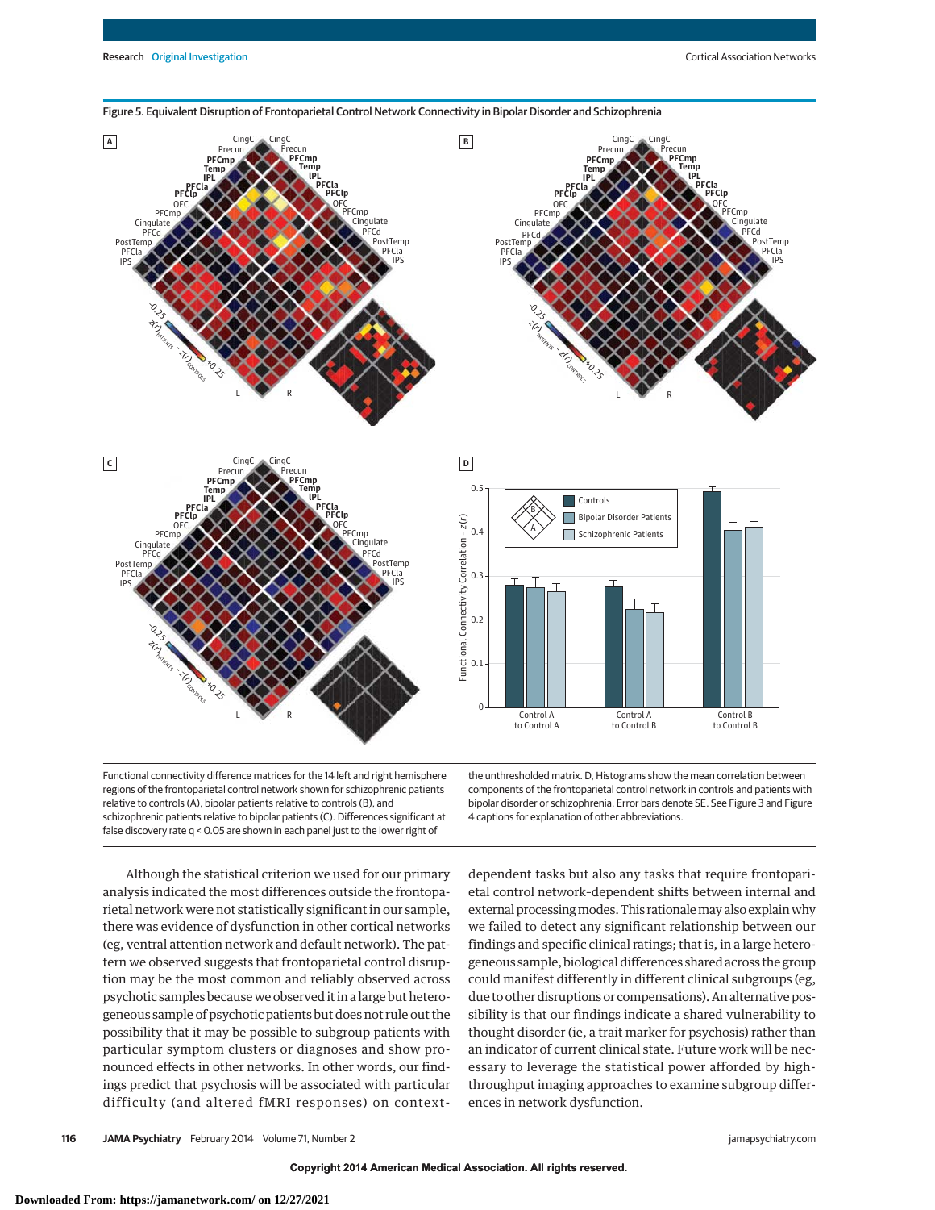Figure 5. Equivalent Disruption of Frontoparietal Control Network Connectivity in Bipolar Disorder and Schizophrenia

Functional connectivity difference matrices for the 14 left and right hemisphere regions of the frontoparietal control network shown for schizophrenic patients relative to controls (A), bipolar patients relative to controls (B), and schizophrenic patients relative to bipolar patients (C). Differences significant at false discovery rate q < 0.05 are shown in each panel just to the lower right of the unthresholded matrix. D, Histograms show the mean correlation between components of the frontoparietal control network in controls and patients with bipolar disorder or schizophrenia. Error bars denote SE. See Figure 3 and Figure 4 captions for explanation of other abbreviations.

Although the statistical criterion we used for our primary analysis indicated the most differences outside the frontoparietal network were not statistically significant in our sample, there was evidence of dysfunction in other cortical networks (eg, ventral attention network and default network). The pattern we observed suggests that frontoparietal control disruption may be the most common and reliably observed across psychotic samples because we observed it in a large but heterogeneous sample of psychotic patients but does not rule out the possibility that it may be possible to subgroup patients with particular symptom clusters or diagnoses and show pronounced effects in other networks. In other words, our findings predict that psychosis will be associated with particular difficulty (and altered fMRI responses) on context-dependent tasks but also any tasks that require frontoparietal control network–dependent shifts between internal and external processing modes. This rationale may also explain why we failed to detect any significant relationship between our findings and specific clinical ratings; that is, in a large heterogeneous sample, biological differences shared across the group could manifest differently in different clinical subgroups (eg, due to other disruptions or compensations). An alternative possibility is that our findings indicate a shared vulnerability to thought disorder (ie, a trait marker for psychosis) rather than an indicator of current clinical state. Future work will be necessary to leverage the statistical power afforded by high-throughput imaging approaches to examine subgroup differences in network dysfunction.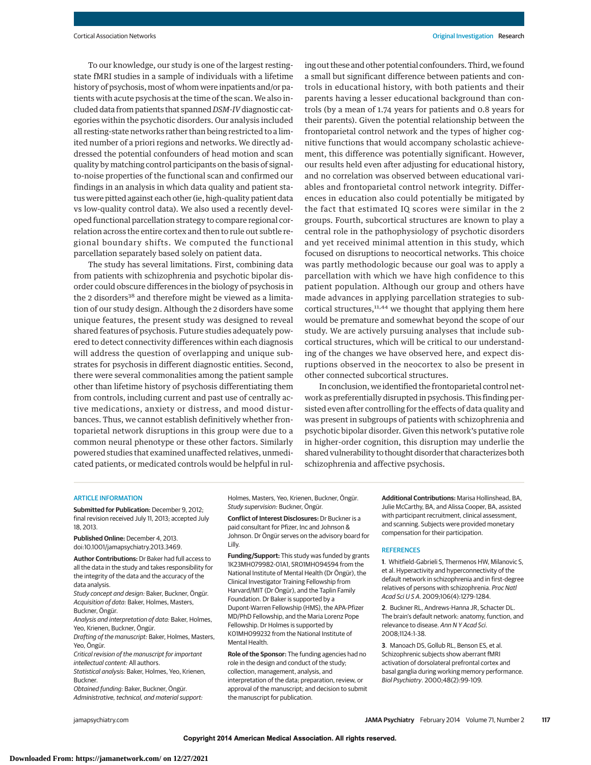To our knowledge, our study is one of the largest resting-state fMRI studies in a sample of individuals with a lifetime history of psychosis, most of whom were inpatients and/or patients with acute psychosis at the time of the scan. We also included data from patients that spanned *DSM-IV* diagnostic categories within the psychotic disorders. Our analysis included all resting-state networks rather than being restricted to a limited number of a priori regions and networks. We directly addressed the potential confounders of head motion and scan quality by matching control participants on the basis of signal-to-noise properties of the functional scan and confirmed our findings in an analysis in which data quality and patient status were pitted against each other (ie, high-quality patient data vs low-quality control data). We also used a recently developed functional parcellation strategy to compare regional correlation across the entire cortex and then to rule out subtle regional boundary shifts. We computed the functional parcellation separately based solely on patient data.

The study has several limitations. First, combining data from patients with schizophrenia and psychotic bipolar disorder could obscure differences in the biology of psychosis in the 2 disorders[38] and therefore might be viewed as a limitation of our study design. Although the 2 disorders have some unique features, the present study was designed to reveal shared features of psychosis. Future studies adequately powered to detect connectivity differences within each diagnosis will address the question of overlapping and unique substrates for psychosis in different diagnostic entities. Second, there were several commonalities among the patient sample other than lifetime history of psychosis differentiating them from controls, including current and past use of centrally active medications, anxiety or distress, and mood disturbances. Thus, we cannot establish definitively whether frontoparietal network disruptions in this group were due to a common neural phenotype or these other factors. Similarly powered studies that examined unaffected relatives, unmedicated patients, or medicated controls would be helpful in ruling out these and other potential confounders. Third, we found a small but significant difference between patients and controls in educational history, with both patients and their parents having a lesser educational background than controls (by a mean of 1.74 years for patients and 0.8 years for their parents). Given the potential relationship between the frontoparietal control network and the types of higher cognitive functions that would accompany scholastic achievement, this difference was potentially significant. However, our results held even after adjusting for educational history, and no correlation was observed between educational variables and frontoparietal control network integrity. Differences in education also could potentially be mitigated by the fact that estimated IQ scores were similar in the 2 groups. Fourth, subcortical structures are known to play a central role in the pathophysiology of psychotic disorders and yet received minimal attention in this study, which focused on disruptions to neocortical networks. This choice was partly methodologic because our goal was to apply a parcellation with which we have high confidence to this patient population. Although our group and others have made advances in applying parcellation strategies to subcortical structures,[11,44] we thought that applying them here would be premature and somewhat beyond the scope of our study. We are actively pursuing analyses that include subcortical structures, which will be critical to our understanding of the changes we have observed here, and expect disruptions observed in the neocortex to also be present in other connected subcortical structures.

In conclusion, we identified the frontoparietal control network as preferentially disrupted in psychosis. This finding persisted even after controlling for the effects of data quality and was present in subgroups of patients with schizophrenia and psychotic bipolar disorder. Given this network's putative role in higher-order cognition, this disruption may underlie the shared vulnerability to thought disorder that characterizes both schizophrenia and affective psychosis.

## ARTICLE INFORMATION

**Submitted for Publication:** December 9, 2012; final revision received July 11, 2013; accepted July 18, 2013.

**Published Online:** December 4, 2013. doi:10.1001/jamapsychiatry.2013.3469.

**Author Contributions:** Dr Baker had full access to all the data in the study and takes responsibility for the integrity of the data and the accuracy of the data analysis.
*Study concept and design:* Baker, Buckner, Öngür.
*Acquisition of data:* Baker, Holmes, Masters, Buckner, Öngür.
*Analysis and interpretation of data:* Baker, Holmes, Yeo, Krienen, Buckner, Öngür.
*Drafting of the manuscript:* Baker, Holmes, Masters, Yeo, Öngür.
*Critical revision of the manuscript for important intellectual content:* All authors.
*Statistical analysis:* Baker, Holmes, Yeo, Krienen, Buckner.
*Obtained funding:* Baker, Buckner, Öngür.
*Administrative, technical, and material support:* Holmes, Masters, Yeo, Krienen, Buckner, Öngür.
*Study supervision:* Buckner, Öngür.

**Conflict of Interest Disclosures:** Dr Buckner is a paid consultant for Pfizer, Inc and Johnson & Johnson. Dr Öngür serves on the advisory board for Lilly.

**Funding/Support:** This study was funded by grants 1K23MH079982-01A1, 5R01MH094594 from the National Institute of Mental Health (Dr Öngür), the Clinical Investigator Training Fellowship from Harvard/MIT (Dr Öngür), and the Taplin Family Foundation. Dr Baker is supported by a Dupont-Warren Fellowship (HMS), the APA-Pfizer MD/PhD Fellowship, and the Maria Lorenz Pope Fellowship. Dr Holmes is supported by K01MH099232 from the National Institute of Mental Health.

**Role of the Sponsor:** The funding agencies had no role in the design and conduct of the study; collection, management, analysis, and interpretation of the data; preparation, review, or approval of the manuscript; and decision to submit the manuscript for publication.

**Additional Contributions:** Marisa Hollinshead, BA, Julie McCarthy, BA, and Alissa Cooper, BA, assisted with participant recruitment, clinical assessment, and scanning. Subjects were provided monetary compensation for their participation.

## REFERENCES

1. Whitfield-Gabrieli S, Thermenos HW, Milanovic S, et al. Hyperactivity and hyperconnectivity of the default network in schizophrenia and in first-degree relatives of persons with schizophrenia. *Proc Natl Acad Sci U S A*. 2009;106(4):1279-1284.

2. Buckner RL, Andrews-Hanna JR, Schacter DL. The brain's default network: anatomy, function, and relevance to disease. *Ann N Y Acad Sci*. 2008;1124:1-38.

3. Manoach DS, Gollub RL, Benson ES, et al. Schizophrenic subjects show aberrant fMRI activation of dorsolateral prefrontal cortex and basal ganglia during working memory performance. *Biol Psychiatry*. 2000;48(2):99-109.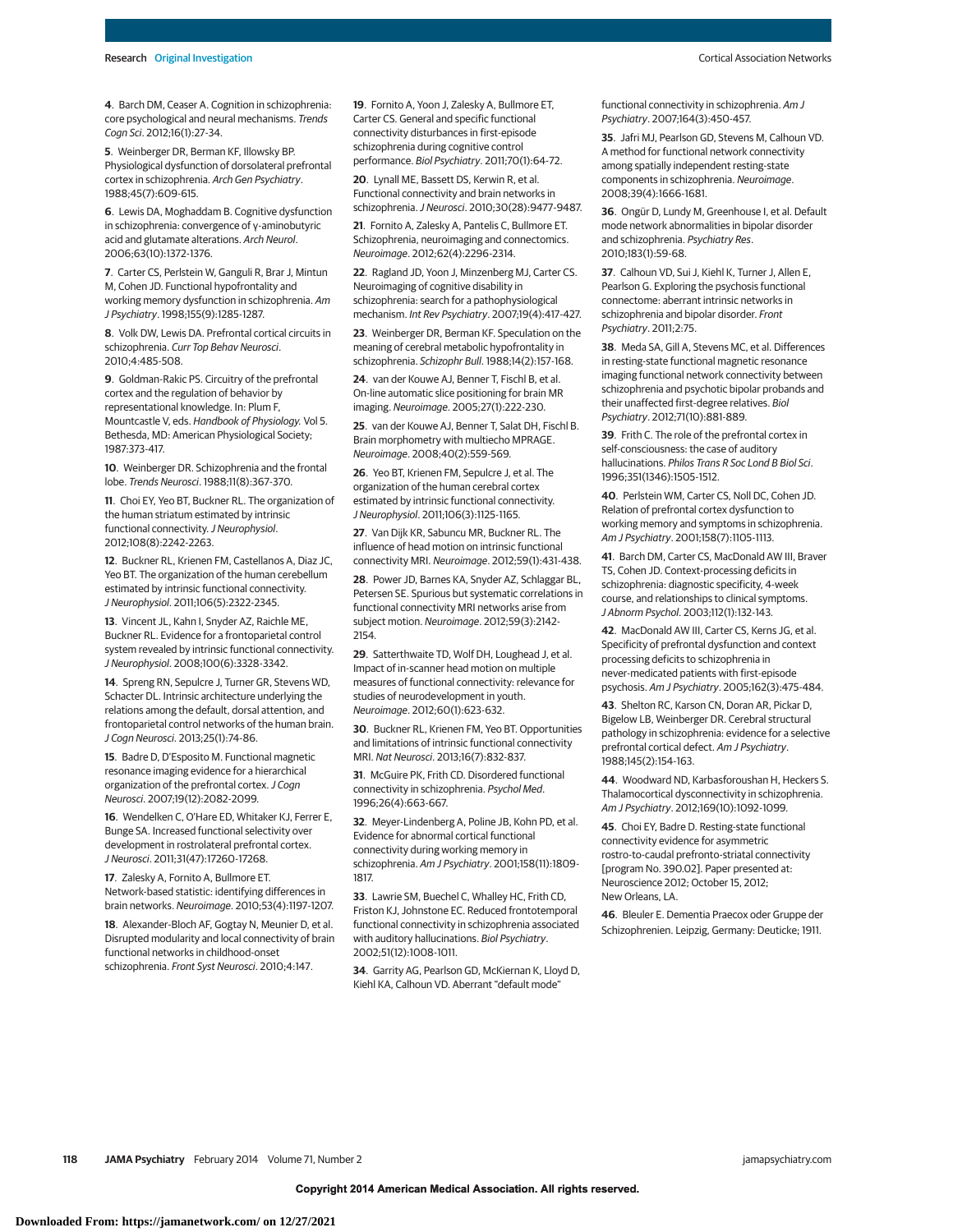4. Barch DM, Ceaser A. Cognition in schizophrenia: core psychological and neural mechanisms. *Trends Cogn Sci*. 2012;16(1):27-34.

5. Weinberger DR, Berman KF, Illowsky BP. Physiological dysfunction of dorsolateral prefrontal cortex in schizophrenia. *Arch Gen Psychiatry*. 1988;45(7):609-615.

6. Lewis DA, Moghaddam B. Cognitive dysfunction in schizophrenia: convergence of γ-aminobutyric acid and glutamate alterations. *Arch Neurol*. 2006;63(10):1372-1376.

7. Carter CS, Perlstein W, Ganguli R, Brar J, Mintun M, Cohen JD. Functional hypofrontality and working memory dysfunction in schizophrenia. *Am J Psychiatry*. 1998;155(9):1285-1287.

8. Volk DW, Lewis DA. Prefrontal cortical circuits in schizophrenia. *Curr Top Behav Neurosci*. 2010;4:485-508.

9. Goldman-Rakic PS. Circuitry of the prefrontal cortex and the regulation of behavior by representational knowledge. In: Plum F, Mountcastle V, eds. *Handbook of Physiology.* Vol 5. Bethesda, MD: American Physiological Society; 1987:373-417.

10. Weinberger DR. Schizophrenia and the frontal lobe. *Trends Neurosci*. 1988;11(8):367-370.

11. Choi EY, Yeo BT, Buckner RL. The organization of the human striatum estimated by intrinsic functional connectivity. *J Neurophysiol*. 2012;108(8):2242-2263.

12. Buckner RL, Krienen FM, Castellanos A, Diaz JC, Yeo BT. The organization of the human cerebellum estimated by intrinsic functional connectivity. *J Neurophysiol*. 2011;106(5):2322-2345.

13. Vincent JL, Kahn I, Snyder AZ, Raichle ME, Buckner RL. Evidence for a frontoparietal control system revealed by intrinsic functional connectivity. *J Neurophysiol*. 2008;100(6):3328-3342.

14. Spreng RN, Sepulcre J, Turner GR, Stevens WD, Schacter DL. Intrinsic architecture underlying the relations among the default, dorsal attention, and frontoparietal control networks of the human brain. *J Cogn Neurosci*. 2013;25(1):74-86.

15. Badre D, D'Esposito M. Functional magnetic resonance imaging evidence for a hierarchical organization of the prefrontal cortex. *J Cogn Neurosci*. 2007;19(12):2082-2099.

16. Wendelken C, O'Hare ED, Whitaker KJ, Ferrer E, Bunge SA. Increased functional selectivity over development in rostrolateral prefrontal cortex. *J Neurosci*. 2011;31(47):17260-17268.

17. Zalesky A, Fornito A, Bullmore ET. Network-based statistic: identifying differences in brain networks. *Neuroimage*. 2010;53(4):1197-1207.

18. Alexander-Bloch AF, Gogtay N, Meunier D, et al. Disrupted modularity and local connectivity of brain functional networks in childhood-onset schizophrenia. *Front Syst Neurosci*. 2010;4:147.

19. Fornito A, Yoon J, Zalesky A, Bullmore ET, Carter CS. General and specific functional connectivity disturbances in first-episode schizophrenia during cognitive control performance. *Biol Psychiatry*. 2011;70(1):64-72.

20. Lynall ME, Bassett DS, Kerwin R, et al. Functional connectivity and brain networks in schizophrenia. *J Neurosci*. 2010;30(28):9477-9487.

21. Fornito A, Zalesky A, Pantelis C, Bullmore ET. Schizophrenia, neuroimaging and connectomics. *Neuroimage*. 2012;62(4):2296-2314.

22. Ragland JD, Yoon J, Minzenberg MJ, Carter CS. Neuroimaging of cognitive disability in schizophrenia: search for a pathophysiological mechanism. *Int Rev Psychiatry*. 2007;19(4):417-427.

23. Weinberger DR, Berman KF. Speculation on the meaning of cerebral metabolic hypofrontality in schizophrenia. *Schizophr Bull*. 1988;14(2):157-168.

24. van der Kouwe AJ, Benner T, Fischl B, et al. On-line automatic slice positioning for brain MR imaging. *Neuroimage*. 2005;27(1):222-230.

25. van der Kouwe AJ, Benner T, Salat DH, Fischl B. Brain morphometry with multiecho MPRAGE. *Neuroimage*. 2008;40(2):559-569.

26. Yeo BT, Krienen FM, Sepulcre J, et al. The organization of the human cerebral cortex estimated by intrinsic functional connectivity. *J Neurophysiol*. 2011;106(3):1125-1165.

27. Van Dijk KR, Sabuncu MR, Buckner RL. The influence of head motion on intrinsic functional connectivity MRI. *Neuroimage*. 2012;59(1):431-438.

28. Power JD, Barnes KA, Snyder AZ, Schlaggar BL, Petersen SE. Spurious but systematic correlations in functional connectivity MRI networks arise from subject motion. *Neuroimage*. 2012;59(3):2142-2154.

29. Satterthwaite TD, Wolf DH, Loughead J, et al. Impact of in-scanner head motion on multiple measures of functional connectivity: relevance for studies of neurodevelopment in youth. *Neuroimage*. 2012;60(1):623-632.

30. Buckner RL, Krienen FM, Yeo BT. Opportunities and limitations of intrinsic functional connectivity MRI. *Nat Neurosci*. 2013;16(7):832-837.

31. McGuire PK, Frith CD. Disordered functional connectivity in schizophrenia. *Psychol Med*. 1996;26(4):663-667.

32. Meyer-Lindenberg A, Poline JB, Kohn PD, et al. Evidence for abnormal cortical functional connectivity during working memory in schizophrenia. *Am J Psychiatry*. 2001;158(11):1809-1817.

33. Lawrie SM, Buechel C, Whalley HC, Frith CD, Friston KJ, Johnstone EC. Reduced frontotemporal functional connectivity in schizophrenia associated with auditory hallucinations. *Biol Psychiatry*. 2002;51(12):1008-1011.

34. Garrity AG, Pearlson GD, McKiernan K, Lloyd D, Kiehl KA, Calhoun VD. Aberrant "default mode" functional connectivity in schizophrenia. *Am J Psychiatry*. 2007;164(3):450-457.

35. Jafri MJ, Pearlson GD, Stevens M, Calhoun VD. A method for functional network connectivity among spatially independent resting-state components in schizophrenia. *Neuroimage*. 2008;39(4):1666-1681.

36. Ongür D, Lundy M, Greenhouse I, et al. Default mode network abnormalities in bipolar disorder and schizophrenia. *Psychiatry Res*. 2010;183(1):59-68.

37. Calhoun VD, Sui J, Kiehl K, Turner J, Allen E, Pearlson G. Exploring the psychosis functional connectome: aberrant intrinsic networks in schizophrenia and bipolar disorder. *Front Psychiatry*. 2011;2:75.

38. Meda SA, Gill A, Stevens MC, et al. Differences in resting-state functional magnetic resonance imaging functional network connectivity between schizophrenia and psychotic bipolar probands and their unaffected first-degree relatives. *Biol Psychiatry*. 2012;71(10):881-889.

39. Frith C. The role of the prefrontal cortex in self-consciousness: the case of auditory hallucinations. *Philos Trans R Soc Lond B Biol Sci*. 1996;351(1346):1505-1512.

40. Perlstein WM, Carter CS, Noll DC, Cohen JD. Relation of prefrontal cortex dysfunction to working memory and symptoms in schizophrenia. *Am J Psychiatry*. 2001;158(7):1105-1113.

41. Barch DM, Carter CS, MacDonald AW III, Braver TS, Cohen JD. Context-processing deficits in schizophrenia: diagnostic specificity, 4-week course, and relationships to clinical symptoms. *J Abnorm Psychol*. 2003;112(1):132-143.

42. MacDonald AW III, Carter CS, Kerns JG, et al. Specificity of prefrontal dysfunction and context processing deficits to schizophrenia in never-medicated patients with first-episode psychosis. *Am J Psychiatry*. 2005;162(3):475-484.

43. Shelton RC, Karson CN, Doran AR, Pickar D, Bigelow LB, Weinberger DR. Cerebral structural pathology in schizophrenia: evidence for a selective prefrontal cortical defect. *Am J Psychiatry*. 1988;145(2):154-163.

44. Woodward ND, Karbasforoushan H, Heckers S. Thalamocortical dysconnectivity in schizophrenia. *Am J Psychiatry*. 2012;169(10):1092-1099.

45. Choi EY, Badre D. Resting-state functional connectivity evidence for asymmetric rostro-to-caudal prefronto-striatal connectivity [program No. 390.02]. Paper presented at: Neuroscience 2012; October 15, 2012; New Orleans, LA.

46. Bleuler E. Dementia Praecox oder Gruppe der Schizophrenien. Leipzig, Germany: Deuticke; 1911.